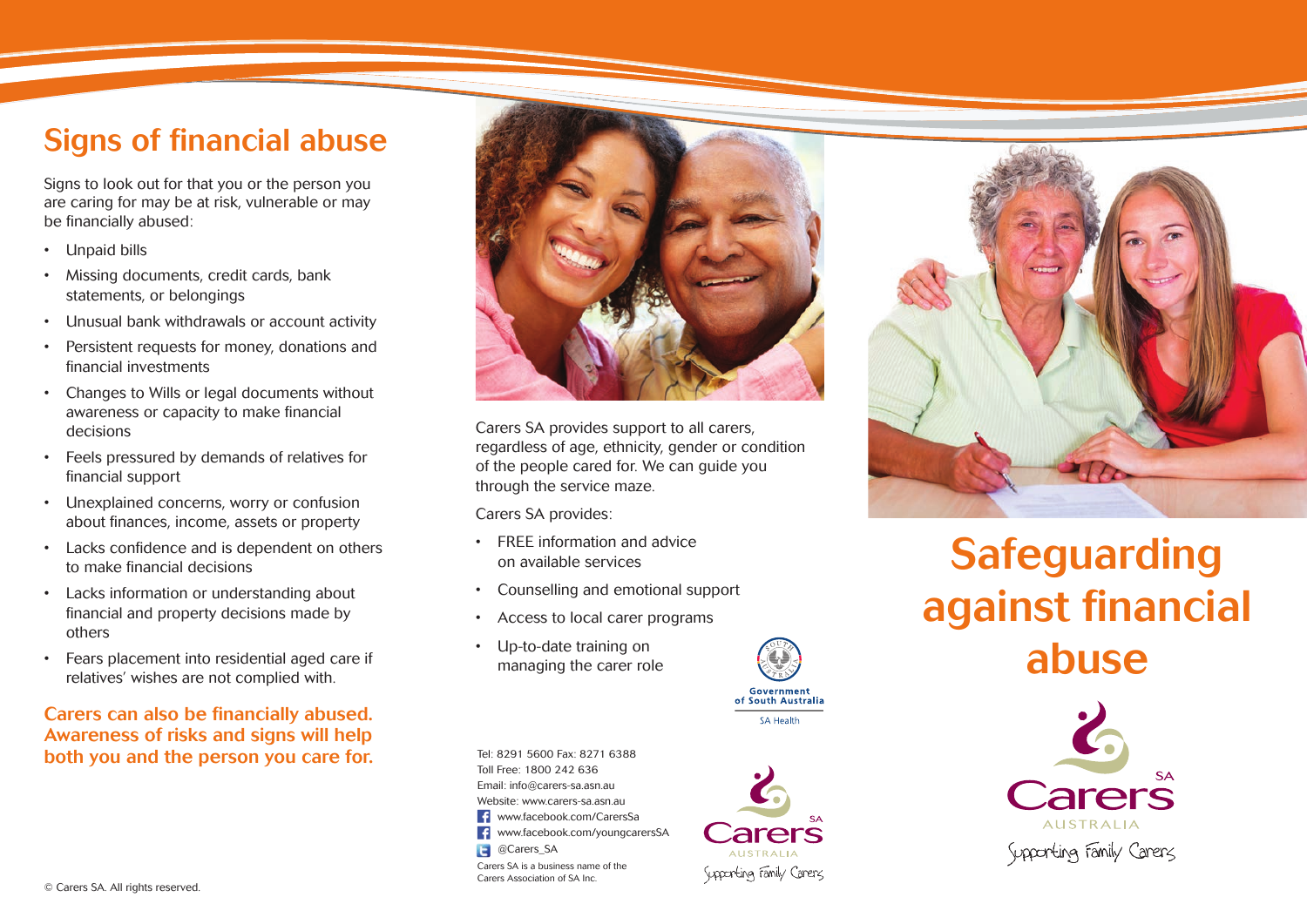## Signs of financial abuse

Signs to look out for that you or the person you are caring for may be at risk, vulnerable or may be financially abused:

- Unpaid bills
- Missing documents, credit cards, bank statements, or belongings
- Unusual bank withdrawals or account activity
- Persistent requests for money, donations and financial investments
- Changes to Wills or legal documents without awareness or capacity to make financial decisions
- Feels pressured by demands of relatives for financial support
- Unexplained concerns, worry or confusion about finances, income, assets or property
- Lacks confidence and is dependent on others to make financial decisions
- Lacks information or understanding about financial and property decisions made by others
- Fears placement into residential aged care if relatives' wishes are not complied with.

**Carers can also be financially abused. Awareness of risks and signs will help both you and the person you care for.**

© Carers SA. All rights reserved.

Carers SA provides support to all carers, regardless of age, ethnicity, gender or condition of the people cared for. We can guide you through the service maze.

Carers SA provides:

- FREE information and advice on available services
- Counselling and emotional support
- Access to local carer programs
- Up-to-date training on managing the carer role

Government of South Australia

SA Health

Tel: 8291 5600 Fax: 8271 6388
Toll Free: 1800 242 636
Email: info@carers-sa.asn.au
Website: www.carers-sa.asn.au
www.facebook.com/CarersSa
www.facebook.com/youngcarersSA
@Carers_SA

Carers SA is a business name of the Carers Association of SA Inc.

Carers Australia SA
Supporting Family Carers

# Safeguarding against financial abuse

Carers Australia SA
Supporting Family Carers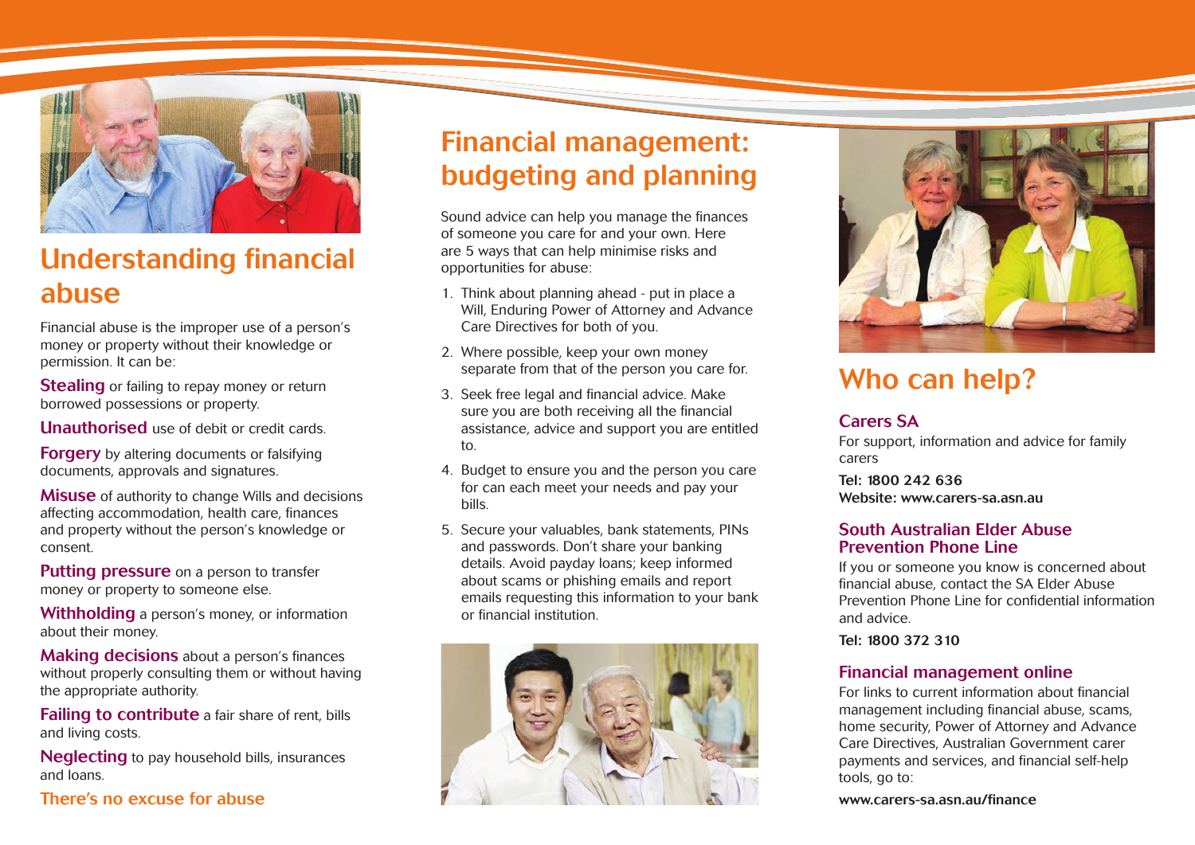## Understanding financial abuse

Financial abuse is the improper use of a person's money or property without their knowledge or permission. It can be:

**Stealing** or failing to repay money or return borrowed possessions or property.

**Unauthorised** use of debit or credit cards.

**Forgery** by altering documents or falsifying documents, approvals and signatures.

**Misuse** of authority to change Wills and decisions affecting accommodation, health care, finances and property without the person's knowledge or consent.

**Putting pressure** on a person to transfer money or property to someone else.

**Withholding** a person's money, or information about their money.

**Making decisions** about a person's finances without properly consulting them or without having the appropriate authority.

**Failing to contribute** a fair share of rent, bills and living costs.

**Neglecting** to pay household bills, insurances and loans.

**There's no excuse for abuse**

## Financial management: budgeting and planning

Sound advice can help you manage the finances of someone you care for and your own. Here are 5 ways that can help minimise risks and opportunities for abuse:

1. Think about planning ahead - put in place a Will, Enduring Power of Attorney and Advance Care Directives for both of you.
2. Where possible, keep your own money separate from that of the person you care for.
3. Seek free legal and financial advice. Make sure you are both receiving all the financial assistance, advice and support you are entitled to.
4. Budget to ensure you and the person you care for can each meet your needs and pay your bills.
5. Secure your valuables, bank statements, PINs and passwords. Don't share your banking details. Avoid payday loans; keep informed about scams or phishing emails and report emails requesting this information to your bank or financial institution.

## Who can help?

### Carers SA

For support, information and advice for family carers

**Tel: 1800 242 636**
**Website: www.carers-sa.asn.au**

### South Australian Elder Abuse Prevention Phone Line

If you or someone you know is concerned about financial abuse, contact the SA Elder Abuse Prevention Phone Line for confidential information and advice.

**Tel: 1800 372 310**

### Financial management online

For links to current information about financial management including financial abuse, scams, home security, Power of Attorney and Advance Care Directives, Australian Government carer payments and services, and financial self-help tools, go to:

**www.carers-sa.asn.au/finance**